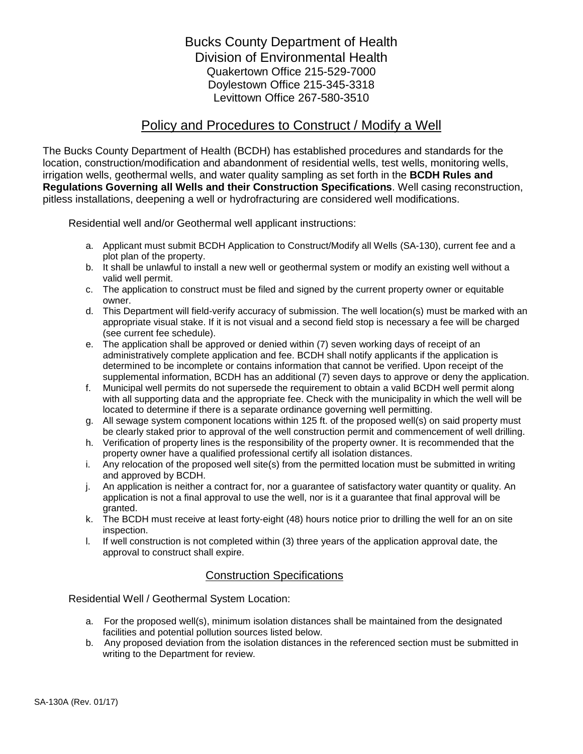# Bucks County Department of Health

## Division of Environmental Health

Quakertown Office 215-529-7000
Doylestown Office 215-345-3318
Levittown Office 267-580-3510

## Policy and Procedures to Construct / Modify a Well

The Bucks County Department of Health (BCDH) has established procedures and standards for the location, construction/modification and abandonment of residential wells, test wells, monitoring wells, irrigation wells, geothermal wells, and water quality sampling as set forth in the **BCDH Rules and Regulations Governing all Wells and their Construction Specifications**. Well casing reconstruction, pitless installations, deepening a well or hydrofracturing are considered well modifications.

Residential well and/or Geothermal well applicant instructions:

a. Applicant must submit BCDH Application to Construct/Modify all Wells (SA-130), current fee and a plot plan of the property.
b. It shall be unlawful to install a new well or geothermal system or modify an existing well without a valid well permit.
c. The application to construct must be filed and signed by the current property owner or equitable owner.
d. This Department will field-verify accuracy of submission. The well location(s) must be marked with an appropriate visual stake. If it is not visual and a second field stop is necessary a fee will be charged (see current fee schedule).
e. The application shall be approved or denied within (7) seven working days of receipt of an administratively complete application and fee. BCDH shall notify applicants if the application is determined to be incomplete or contains information that cannot be verified. Upon receipt of the supplemental information, BCDH has an additional (7) seven days to approve or deny the application.
f. Municipal well permits do not supersede the requirement to obtain a valid BCDH well permit along with all supporting data and the appropriate fee. Check with the municipality in which the well will be located to determine if there is a separate ordinance governing well permitting.
g. All sewage system component locations within 125 ft. of the proposed well(s) on said property must be clearly staked prior to approval of the well construction permit and commencement of well drilling.
h. Verification of property lines is the responsibility of the property owner. It is recommended that the property owner have a qualified professional certify all isolation distances.
i. Any relocation of the proposed well site(s) from the permitted location must be submitted in writing and approved by BCDH.
j. An application is neither a contract for, nor a guarantee of satisfactory water quantity or quality. An application is not a final approval to use the well, nor is it a guarantee that final approval will be granted.
k. The BCDH must receive at least forty-eight (48) hours notice prior to drilling the well for an on site inspection.
l. If well construction is not completed within (3) three years of the application approval date, the approval to construct shall expire.

## Construction Specifications

Residential Well / Geothermal System Location:

a. For the proposed well(s), minimum isolation distances shall be maintained from the designated facilities and potential pollution sources listed below.
b. Any proposed deviation from the isolation distances in the referenced section must be submitted in writing to the Department for review.

SA-130A (Rev. 01/17)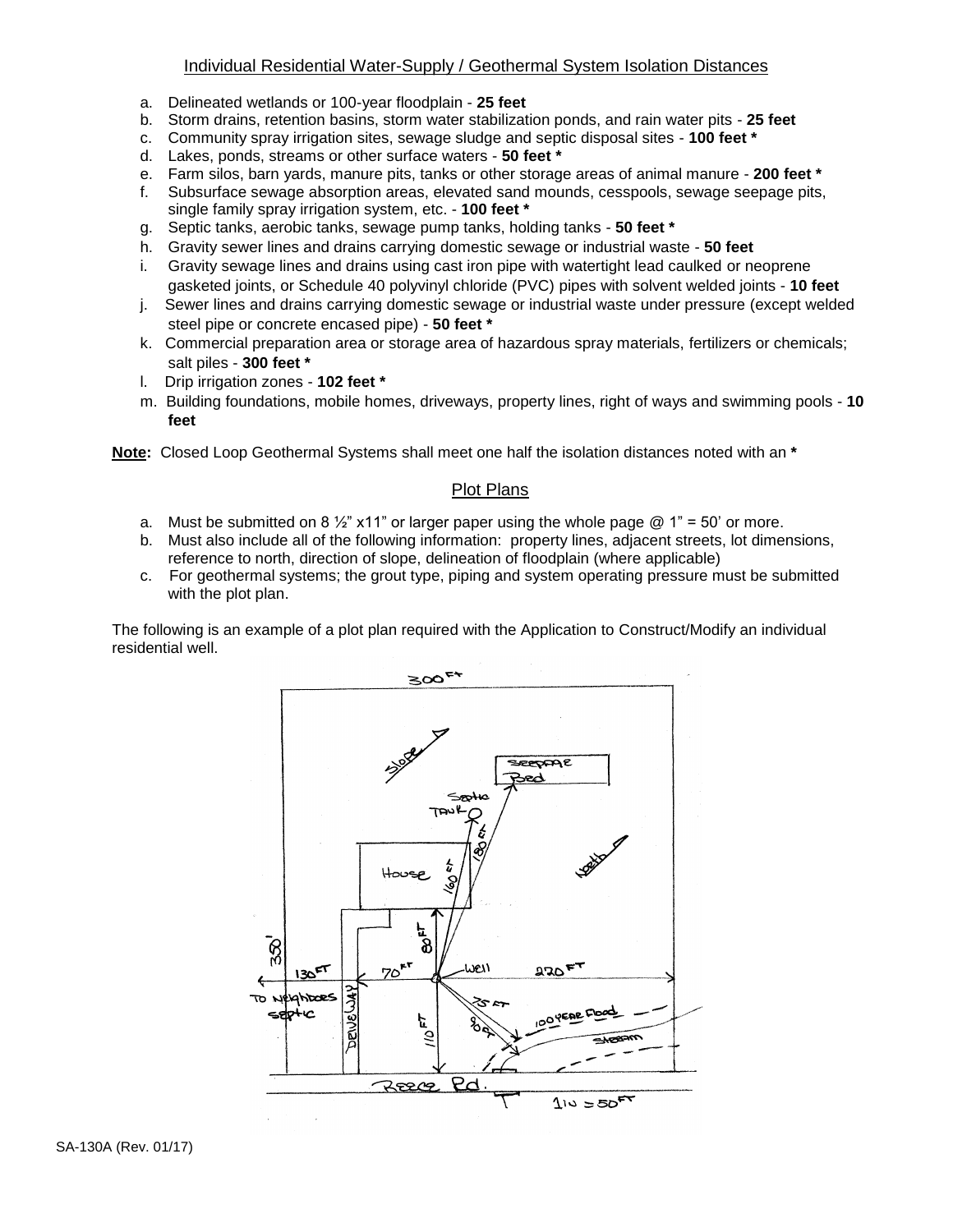## Individual Residential Water-Supply / Geothermal System Isolation Distances

a. Delineated wetlands or 100-year floodplain - **25 feet**
b. Storm drains, retention basins, storm water stabilization ponds, and rain water pits - **25 feet**
c. Community spray irrigation sites, sewage sludge and septic disposal sites - **100 feet ***
d. Lakes, ponds, streams or other surface waters - **50 feet ***
e. Farm silos, barn yards, manure pits, tanks or other storage areas of animal manure - **200 feet ***
f. Subsurface sewage absorption areas, elevated sand mounds, cesspools, sewage seepage pits, single family spray irrigation system, etc. - **100 feet ***
g. Septic tanks, aerobic tanks, sewage pump tanks, holding tanks - **50 feet ***
h. Gravity sewer lines and drains carrying domestic sewage or industrial waste - **50 feet**
i. Gravity sewage lines and drains using cast iron pipe with watertight lead caulked or neoprene gasketed joints, or Schedule 40 polyvinyl chloride (PVC) pipes with solvent welded joints - **10 feet**
j. Sewer lines and drains carrying domestic sewage or industrial waste under pressure (except welded steel pipe or concrete encased pipe) - **50 feet ***
k. Commercial preparation area or storage area of hazardous spray materials, fertilizers or chemicals; salt piles - **300 feet ***
l. Drip irrigation zones - **102 feet ***
m. Building foundations, mobile homes, driveways, property lines, right of ways and swimming pools - **10 feet**

**Note:** Closed Loop Geothermal Systems shall meet one half the isolation distances noted with an *****

## Plot Plans

a. Must be submitted on 8 ½" x11" or larger paper using the whole page @ 1" = 50' or more.
b. Must also include all of the following information: property lines, adjacent streets, lot dimensions, reference to north, direction of slope, delineation of floodplain (where applicable)
c. For geothermal systems; the grout type, piping and system operating pressure must be submitted with the plot plan.

The following is an example of a plot plan required with the Application to Construct/Modify an individual residential well.

300 FT
Slope
Seepage Bed
Septic Tank
180 FT
160 FT
House
North
80 FT
350'
130 FT
70 FT
Well
220 FT
To Neighbors Septic
Driveway
75 FT
90 FT
110 FT
100 Year Flood
Stream
Reece Rd.
1" = 50 FT

SA-130A (Rev. 01/17)